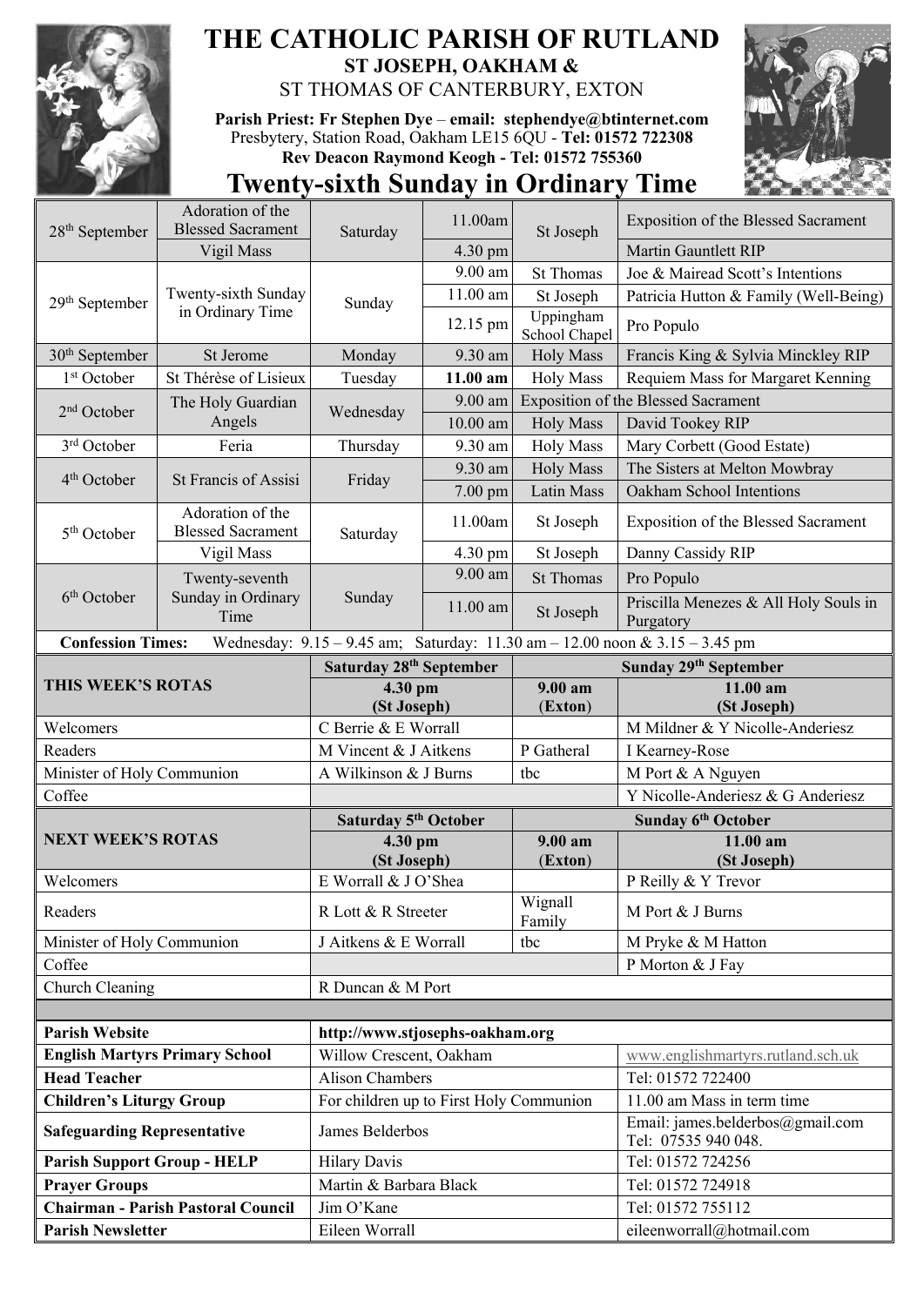# THE CATHOLIC PARISH OF RUTLAND

## ST JOSEPH, OAKHAM &
## ST THOMAS OF CANTERBURY, EXTON

**Parish Priest: Fr Stephen Dye – email: stephendye@btinternet.com**
Presbytery, Station Road, Oakham LE15 6QU - **Tel: 01572 722308**
**Rev Deacon Raymond Keogh - Tel: 01572 755360**

# Twenty-sixth Sunday in Ordinary Time

| Date | Feast | Day | Time | Place | Intention |
|---|---|---|---|---|---|
| 28th September | Adoration of the Blessed Sacrament | Saturday | 11.00am | St Joseph | Exposition of the Blessed Sacrament |
| | Vigil Mass | | 4.30 pm | | Martin Gauntlett RIP |
| 29th September | Twenty-sixth Sunday in Ordinary Time | Sunday | 9.00 am | St Thomas | Joe & Mairead Scott's Intentions |
| | | | 11.00 am | St Joseph | Patricia Hutton & Family (Well-Being) |
| | | | 12.15 pm | Uppingham School Chapel | Pro Populo |
| 30th September | St Jerome | Monday | 9.30 am | Holy Mass | Francis King & Sylvia Minckley RIP |
| 1st October | St Thérèse of Lisieux | Tuesday | **11.00 am** | Holy Mass | Requiem Mass for Margaret Kenning |
| 2nd October | The Holy Guardian Angels | Wednesday | 9.00 am | Exposition of the Blessed Sacrament | |
| | | | 10.00 am | Holy Mass | David Tookey RIP |
| 3rd October | Feria | Thursday | 9.30 am | Holy Mass | Mary Corbett (Good Estate) |
| 4th October | St Francis of Assisi | Friday | 9.30 am | Holy Mass | The Sisters at Melton Mowbray |
| | | | 7.00 pm | Latin Mass | Oakham School Intentions |
| 5th October | Adoration of the Blessed Sacrament | Saturday | 11.00am | St Joseph | Exposition of the Blessed Sacrament |
| | Vigil Mass | | 4.30 pm | St Joseph | Danny Cassidy RIP |
| 6th October | Twenty-seventh Sunday in Ordinary Time | Sunday | 9.00 am | St Thomas | Pro Populo |
| | | | 11.00 am | St Joseph | Priscilla Menezes & All Holy Souls in Purgatory |

**Confession Times:** Wednesday: 9.15 – 9.45 am; Saturday: 11.30 am – 12.00 noon & 3.15 – 3.45 pm

| THIS WEEK'S ROTAS | Saturday 28th September 4.30 pm (St Joseph) | Sunday 29th September 9.00 am (Exton) | Sunday 29th September 11.00 am (St Joseph) |
|---|---|---|---|
| Welcomers | C Berrie & E Worrall | | M Mildner & Y Nicolle-Anderiesz |
| Readers | M Vincent & J Aitkens | P Gatheral | I Kearney-Rose |
| Minister of Holy Communion | A Wilkinson & J Burns | tbc | M Port & A Nguyen |
| Coffee | | | Y Nicolle-Anderiesz & G Anderiesz |

| NEXT WEEK'S ROTAS | Saturday 5th October 4.30 pm (St Joseph) | Sunday 6th October 9.00 am (Exton) | Sunday 6th October 11.00 am (St Joseph) |
|---|---|---|---|
| Welcomers | E Worrall & J O'Shea | | P Reilly & Y Trevor |
| Readers | R Lott & R Streeter | Wignall Family | M Port & J Burns |
| Minister of Holy Communion | J Aitkens & E Worrall | tbc | M Pryke & M Hatton |
| Coffee | | | P Morton & J Fay |
| Church Cleaning | R Duncan & M Port | | |

| | | |
|---|---|---|
| **Parish Website** | **http://www.stjosephs-oakham.org** | |
| **English Martyrs Primary School** | Willow Crescent, Oakham | www.englishmartyrs.rutland.sch.uk |
| **Head Teacher** | Alison Chambers | Tel: 01572 722400 |
| **Children's Liturgy Group** | For children up to First Holy Communion | 11.00 am Mass in term time |
| **Safeguarding Representative** | James Belderbos | Email: james.belderbos@gmail.com Tel: 07535 940 048. |
| **Parish Support Group - HELP** | Hilary Davis | Tel: 01572 724256 |
| **Prayer Groups** | Martin & Barbara Black | Tel: 01572 724918 |
| **Chairman - Parish Pastoral Council** | Jim O'Kane | Tel: 01572 755112 |
| **Parish Newsletter** | Eileen Worrall | eileenworrall@hotmail.com |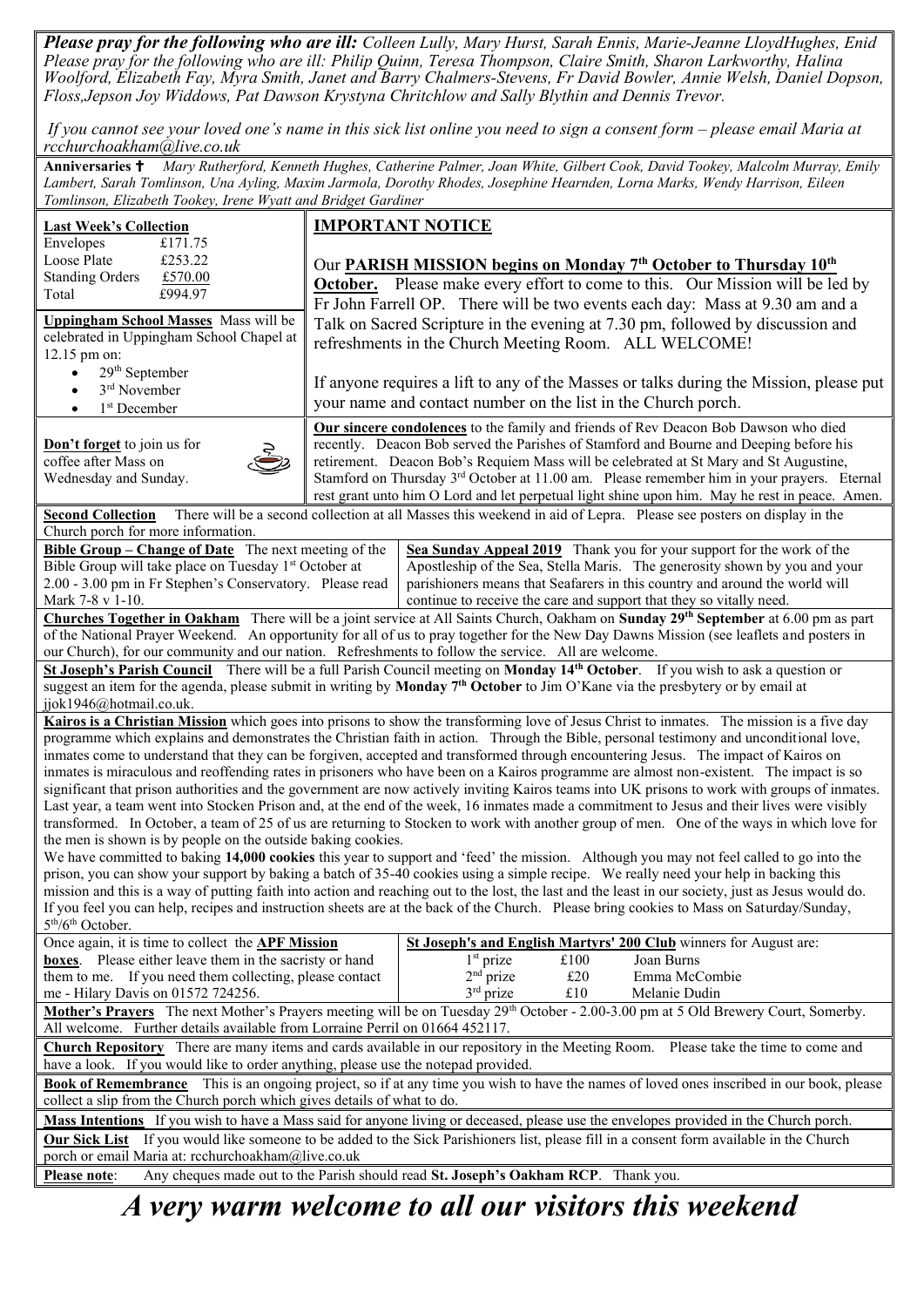***Please pray for the following who are ill:*** *Colleen Lully, Mary Hurst, Sarah Ennis, Marie-Jeanne LloydHughes, Enid Please pray for the following who are ill: Philip Quinn, Teresa Thompson, Claire Smith, Sharon Larkworthy, Halina Woolford, Elizabeth Fay, Myra Smith, Janet and Barry Chalmers-Stevens, Fr David Bowler, Annie Welsh, Daniel Dopson, Floss,Jepson Joy Widdows, Pat Dawson Krystyna Chritchlow and Sally Blythin and Dennis Trevor.*

*If you cannot see your loved one's name in this sick list online you need to sign a consent form – please email Maria at rcchurchoakham@live.co.uk*

**Anniversaries ✝** *Mary Rutherford, Kenneth Hughes, Catherine Palmer, Joan White, Gilbert Cook, David Tookey, Malcolm Murray, Emily Lambert, Sarah Tomlinson, Una Ayling, Maxim Jarmola, Dorothy Rhodes, Josephine Hearnden, Lorna Marks, Wendy Harrison, Eileen Tomlinson, Elizabeth Tookey, Irene Wyatt and Bridget Gardiner*

**Last Week's Collection**

| | |
|---|---|
| Envelopes | £171.75 |
| Loose Plate | £253.22 |
| Standing Orders | £570.00 |
| Total | £994.97 |

**Uppingham School Masses** Mass will be celebrated in Uppingham School Chapel at 12.15 pm on:

- 29th September
- 3rd November
- 1st December

**Don't forget** to join us for coffee after Mass on Wednesday and Sunday.

## IMPORTANT NOTICE

Our **PARISH MISSION begins on Monday 7th October to Thursday 10th October.** Please make every effort to come to this. Our Mission will be led by Fr John Farrell OP. There will be two events each day: Mass at 9.30 am and a Talk on Sacred Scripture in the evening at 7.30 pm, followed by discussion and refreshments in the Church Meeting Room. ALL WELCOME!

If anyone requires a lift to any of the Masses or talks during the Mission, please put your name and contact number on the list in the Church porch.

**Our sincere condolences** to the family and friends of Rev Deacon Bob Dawson who died recently. Deacon Bob served the Parishes of Stamford and Bourne and Deeping before his retirement. Deacon Bob's Requiem Mass will be celebrated at St Mary and St Augustine, Stamford on Thursday 3rd October at 11.00 am. Please remember him in your prayers. Eternal rest grant unto him O Lord and let perpetual light shine upon him. May he rest in peace. Amen.

**Second Collection** There will be a second collection at all Masses this weekend in aid of Lepra. Please see posters on display in the Church porch for more information.

**Bible Group – Change of Date** The next meeting of the Bible Group will take place on Tuesday 1st October at 2.00 - 3.00 pm in Fr Stephen's Conservatory. Please read Mark 7-8 v 1-10.

**Sea Sunday Appeal 2019** Thank you for your support for the work of the Apostleship of the Sea, Stella Maris. The generosity shown by you and your parishioners means that Seafarers in this country and around the world will continue to receive the care and support that they so vitally need.

**Churches Together in Oakham** There will be a joint service at All Saints Church, Oakham on **Sunday 29th September** at 6.00 pm as part of the National Prayer Weekend. An opportunity for all of us to pray together for the New Day Dawns Mission (see leaflets and posters in our Church), for our community and our nation. Refreshments to follow the service. All are welcome.

**St Joseph's Parish Council** There will be a full Parish Council meeting on **Monday 14th October**. If you wish to ask a question or suggest an item for the agenda, please submit in writing by **Monday 7th October** to Jim O'Kane via the presbytery or by email at jjok1946@hotmail.co.uk.

**Kairos is a Christian Mission** which goes into prisons to show the transforming love of Jesus Christ to inmates. The mission is a five day programme which explains and demonstrates the Christian faith in action. Through the Bible, personal testimony and unconditional love, inmates come to understand that they can be forgiven, accepted and transformed through encountering Jesus. The impact of Kairos on inmates is miraculous and reoffending rates in prisoners who have been on a Kairos programme are almost non-existent. The impact is so significant that prison authorities and the government are now actively inviting Kairos teams into UK prisons to work with groups of inmates. Last year, a team went into Stocken Prison and, at the end of the week, 16 inmates made a commitment to Jesus and their lives were visibly transformed. In October, a team of 25 of us are returning to Stocken to work with another group of men. One of the ways in which love for the men is shown is by people on the outside baking cookies.

We have committed to baking **14,000 cookies** this year to support and 'feed' the mission. Although you may not feel called to go into the prison, you can show your support by baking a batch of 35-40 cookies using a simple recipe. We really need your help in backing this mission and this is a way of putting faith into action and reaching out to the lost, the last and the least in our society, just as Jesus would do. If you feel you can help, recipes and instruction sheets are at the back of the Church. Please bring cookies to Mass on Saturday/Sunday, 5th/6th October.

Once again, it is time to collect the **APF Mission boxes**. Please either leave them in the sacristy or hand them to me. If you need them collecting, please contact me - Hilary Davis on 01572 724256.

**St Joseph's and English Martyrs' 200 Club** winners for August are:

| | | |
|---|---|---|
| 1st prize | £100 | Joan Burns |
| 2nd prize | £20 | Emma McCombie |
| 3rd prize | £10 | Melanie Dudin |

**Mother's Prayers** The next Mother's Prayers meeting will be on Tuesday 29th October - 2.00-3.00 pm at 5 Old Brewery Court, Somerby. All welcome. Further details available from Lorraine Perril on 01664 452117.

**Church Repository** There are many items and cards available in our repository in the Meeting Room. Please take the time to come and have a look. If you would like to order anything, please use the notepad provided.

**Book of Remembrance** This is an ongoing project, so if at any time you wish to have the names of loved ones inscribed in our book, please collect a slip from the Church porch which gives details of what to do.

**Mass Intentions** If you wish to have a Mass said for anyone living or deceased, please use the envelopes provided in the Church porch.

**Our Sick List** If you would like someone to be added to the Sick Parishioners list, please fill in a consent form available in the Church porch or email Maria at: rcchurchoakham@live.co.uk

**Please note**: Any cheques made out to the Parish should read **St. Joseph's Oakham RCP**. Thank you.

# *A very warm welcome to all our visitors this weekend*